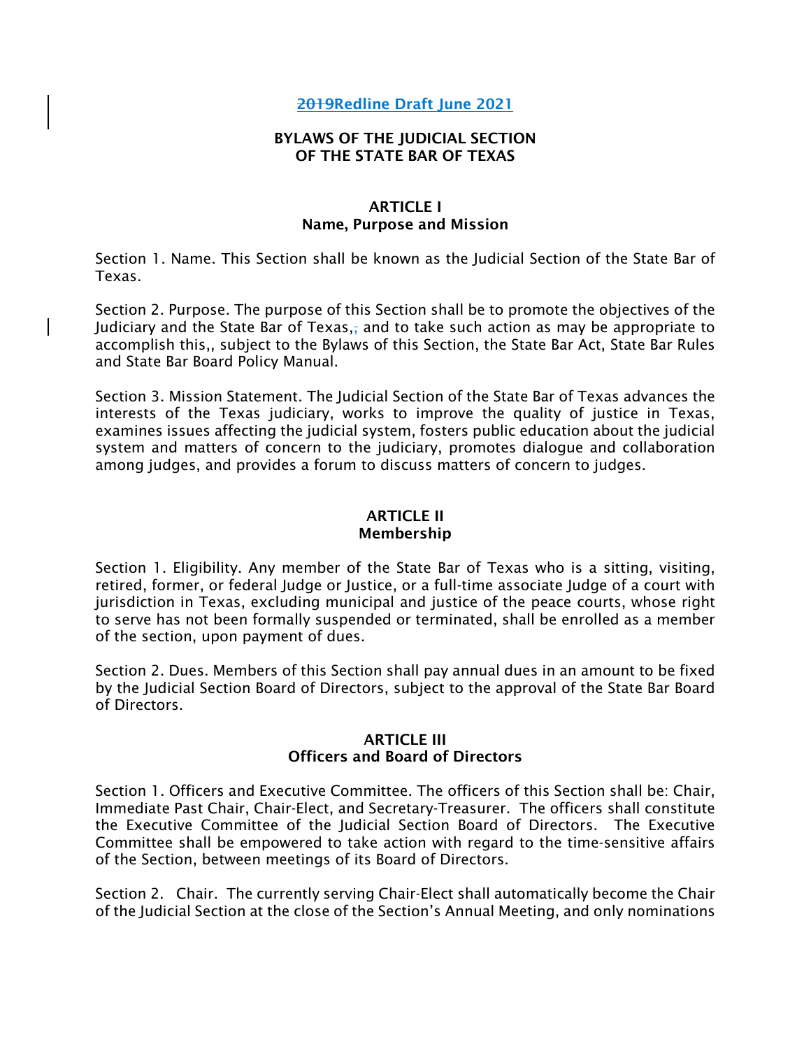~~2019~~Redline Draft June 2021

# BYLAWS OF THE JUDICIAL SECTION OF THE STATE BAR OF TEXAS

## ARTICLE I
## Name, Purpose and Mission

Section 1. Name. This Section shall be known as the Judicial Section of the State Bar of Texas.

Section 2. Purpose. The purpose of this Section shall be to promote the objectives of the Judiciary and the State Bar of Texas,; and to take such action as may be appropriate to accomplish this,, subject to the Bylaws of this Section, the State Bar Act, State Bar Rules and State Bar Board Policy Manual.

Section 3. Mission Statement. The Judicial Section of the State Bar of Texas advances the interests of the Texas judiciary, works to improve the quality of justice in Texas, examines issues affecting the judicial system, fosters public education about the judicial system and matters of concern to the judiciary, promotes dialogue and collaboration among judges, and provides a forum to discuss matters of concern to judges.

## ARTICLE II
## Membership

Section 1. Eligibility. Any member of the State Bar of Texas who is a sitting, visiting, retired, former, or federal Judge or Justice, or a full-time associate Judge of a court with jurisdiction in Texas, excluding municipal and justice of the peace courts, whose right to serve has not been formally suspended or terminated, shall be enrolled as a member of the section, upon payment of dues.

Section 2. Dues. Members of this Section shall pay annual dues in an amount to be fixed by the Judicial Section Board of Directors, subject to the approval of the State Bar Board of Directors.

## ARTICLE III
## Officers and Board of Directors

Section 1. Officers and Executive Committee. The officers of this Section shall be: Chair, Immediate Past Chair, Chair-Elect, and Secretary-Treasurer. The officers shall constitute the Executive Committee of the Judicial Section Board of Directors. The Executive Committee shall be empowered to take action with regard to the time-sensitive affairs of the Section, between meetings of its Board of Directors.

Section 2. Chair. The currently serving Chair-Elect shall automatically become the Chair of the Judicial Section at the close of the Section's Annual Meeting, and only nominations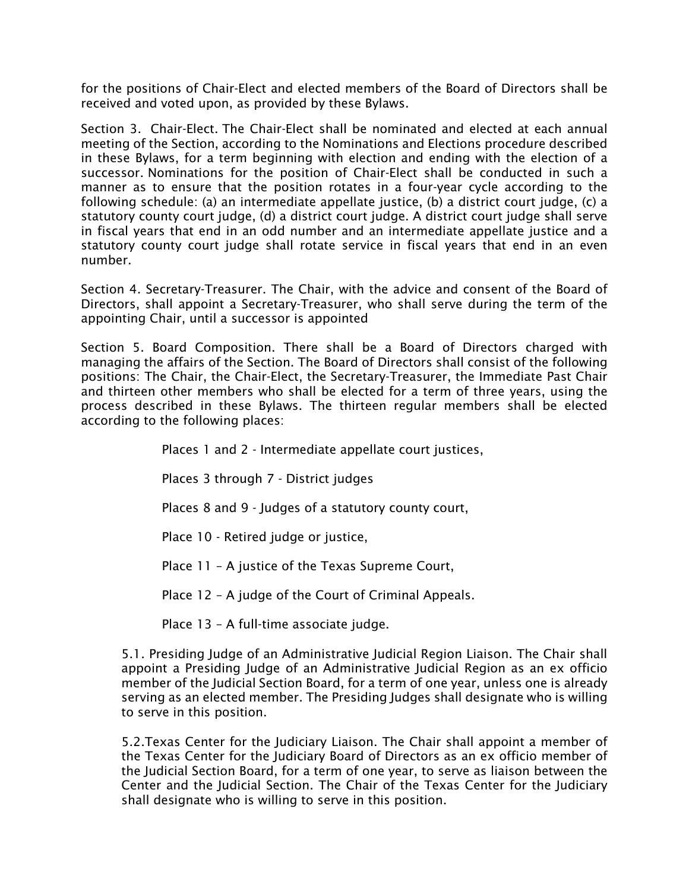for the positions of Chair-Elect and elected members of the Board of Directors shall be received and voted upon, as provided by these Bylaws.

Section 3. Chair-Elect. The Chair-Elect shall be nominated and elected at each annual meeting of the Section, according to the Nominations and Elections procedure described in these Bylaws, for a term beginning with election and ending with the election of a successor. Nominations for the position of Chair-Elect shall be conducted in such a manner as to ensure that the position rotates in a four-year cycle according to the following schedule: (a) an intermediate appellate justice, (b) a district court judge, (c) a statutory county court judge, (d) a district court judge. A district court judge shall serve in fiscal years that end in an odd number and an intermediate appellate justice and a statutory county court judge shall rotate service in fiscal years that end in an even number.

Section 4. Secretary-Treasurer. The Chair, with the advice and consent of the Board of Directors, shall appoint a Secretary-Treasurer, who shall serve during the term of the appointing Chair, until a successor is appointed

Section 5. Board Composition. There shall be a Board of Directors charged with managing the affairs of the Section. The Board of Directors shall consist of the following positions: The Chair, the Chair-Elect, the Secretary-Treasurer, the Immediate Past Chair and thirteen other members who shall be elected for a term of three years, using the process described in these Bylaws. The thirteen regular members shall be elected according to the following places:

Places 1 and 2 - Intermediate appellate court justices,

Places 3 through 7 - District judges

Places 8 and 9 - Judges of a statutory county court,

Place 10 - Retired judge or justice,

Place 11 – A justice of the Texas Supreme Court,

Place 12 – A judge of the Court of Criminal Appeals.

Place 13 – A full-time associate judge.

5.1. Presiding Judge of an Administrative Judicial Region Liaison. The Chair shall appoint a Presiding Judge of an Administrative Judicial Region as an ex officio member of the Judicial Section Board, for a term of one year, unless one is already serving as an elected member. The Presiding Judges shall designate who is willing to serve in this position.

5.2.Texas Center for the Judiciary Liaison. The Chair shall appoint a member of the Texas Center for the Judiciary Board of Directors as an ex officio member of the Judicial Section Board, for a term of one year, to serve as liaison between the Center and the Judicial Section. The Chair of the Texas Center for the Judiciary shall designate who is willing to serve in this position.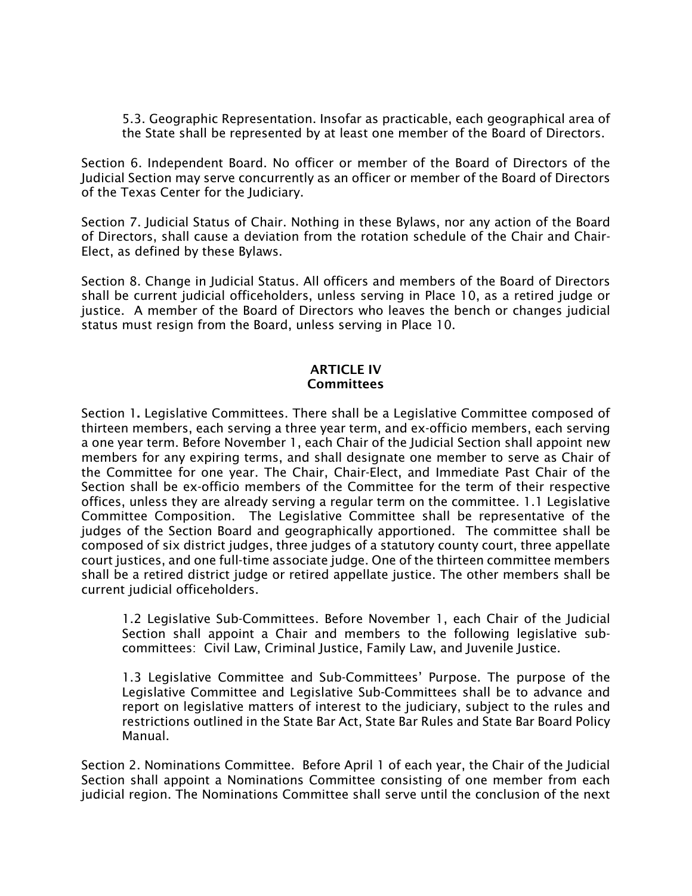5.3. Geographic Representation. Insofar as practicable, each geographical area of the State shall be represented by at least one member of the Board of Directors.

Section 6. Independent Board. No officer or member of the Board of Directors of the Judicial Section may serve concurrently as an officer or member of the Board of Directors of the Texas Center for the Judiciary.

Section 7. Judicial Status of Chair. Nothing in these Bylaws, nor any action of the Board of Directors, shall cause a deviation from the rotation schedule of the Chair and Chair-Elect, as defined by these Bylaws.

Section 8. Change in Judicial Status. All officers and members of the Board of Directors shall be current judicial officeholders, unless serving in Place 10, as a retired judge or justice. A member of the Board of Directors who leaves the bench or changes judicial status must resign from the Board, unless serving in Place 10.

## ARTICLE IV
## Committees

Section 1**.** Legislative Committees. There shall be a Legislative Committee composed of thirteen members, each serving a three year term, and ex-officio members, each serving a one year term. Before November 1, each Chair of the Judicial Section shall appoint new members for any expiring terms, and shall designate one member to serve as Chair of the Committee for one year. The Chair, Chair-Elect, and Immediate Past Chair of the Section shall be ex-officio members of the Committee for the term of their respective offices, unless they are already serving a regular term on the committee. 1.1 Legislative Committee Composition. The Legislative Committee shall be representative of the judges of the Section Board and geographically apportioned. The committee shall be composed of six district judges, three judges of a statutory county court, three appellate court justices, and one full-time associate judge. One of the thirteen committee members shall be a retired district judge or retired appellate justice. The other members shall be current judicial officeholders.

1.2 Legislative Sub-Committees. Before November 1, each Chair of the Judicial Section shall appoint a Chair and members to the following legislative sub-committees: Civil Law, Criminal Justice, Family Law, and Juvenile Justice.

1.3 Legislative Committee and Sub-Committees' Purpose. The purpose of the Legislative Committee and Legislative Sub-Committees shall be to advance and report on legislative matters of interest to the judiciary, subject to the rules and restrictions outlined in the State Bar Act, State Bar Rules and State Bar Board Policy Manual.

Section 2. Nominations Committee. Before April 1 of each year, the Chair of the Judicial Section shall appoint a Nominations Committee consisting of one member from each judicial region. The Nominations Committee shall serve until the conclusion of the next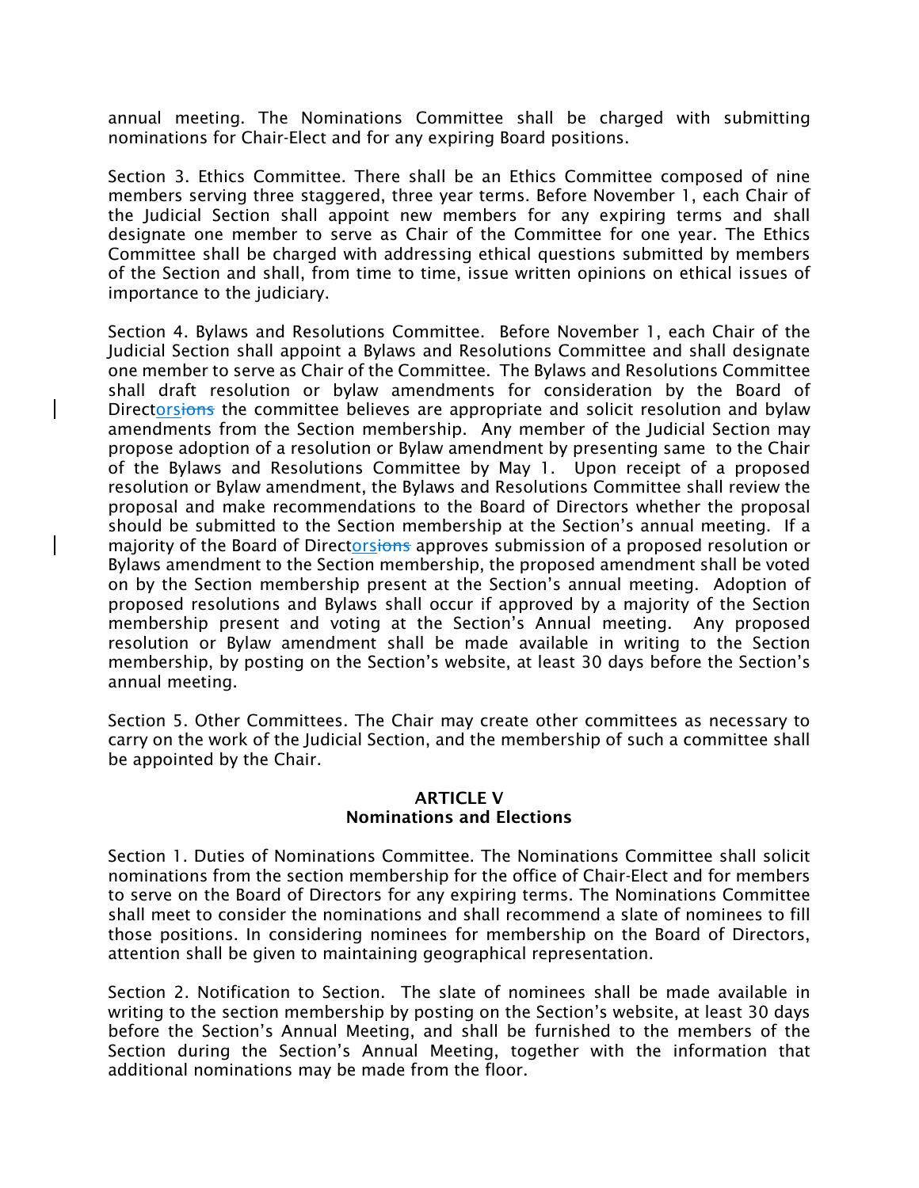annual meeting. The Nominations Committee shall be charged with submitting nominations for Chair-Elect and for any expiring Board positions.

Section 3. Ethics Committee. There shall be an Ethics Committee composed of nine members serving three staggered, three year terms. Before November 1, each Chair of the Judicial Section shall appoint new members for any expiring terms and shall designate one member to serve as Chair of the Committee for one year. The Ethics Committee shall be charged with addressing ethical questions submitted by members of the Section and shall, from time to time, issue written opinions on ethical issues of importance to the judiciary.

Section 4. Bylaws and Resolutions Committee. Before November 1, each Chair of the Judicial Section shall appoint a Bylaws and Resolutions Committee and shall designate one member to serve as Chair of the Committee. The Bylaws and Resolutions Committee shall draft resolution or bylaw amendments for consideration by the Board of Directors~~ions~~ the committee believes are appropriate and solicit resolution and bylaw amendments from the Section membership. Any member of the Judicial Section may propose adoption of a resolution or Bylaw amendment by presenting same to the Chair of the Bylaws and Resolutions Committee by May 1. Upon receipt of a proposed resolution or Bylaw amendment, the Bylaws and Resolutions Committee shall review the proposal and make recommendations to the Board of Directors whether the proposal should be submitted to the Section membership at the Section's annual meeting. If a majority of the Board of Directors~~ions~~ approves submission of a proposed resolution or Bylaws amendment to the Section membership, the proposed amendment shall be voted on by the Section membership present at the Section's annual meeting. Adoption of proposed resolutions and Bylaws shall occur if approved by a majority of the Section membership present and voting at the Section's Annual meeting. Any proposed resolution or Bylaw amendment shall be made available in writing to the Section membership, by posting on the Section's website, at least 30 days before the Section's annual meeting.

Section 5. Other Committees. The Chair may create other committees as necessary to carry on the work of the Judicial Section, and the membership of such a committee shall be appointed by the Chair.

## ARTICLE V
## Nominations and Elections

Section 1. Duties of Nominations Committee. The Nominations Committee shall solicit nominations from the section membership for the office of Chair-Elect and for members to serve on the Board of Directors for any expiring terms. The Nominations Committee shall meet to consider the nominations and shall recommend a slate of nominees to fill those positions. In considering nominees for membership on the Board of Directors, attention shall be given to maintaining geographical representation.

Section 2. Notification to Section. The slate of nominees shall be made available in writing to the section membership by posting on the Section's website, at least 30 days before the Section's Annual Meeting, and shall be furnished to the members of the Section during the Section's Annual Meeting, together with the information that additional nominations may be made from the floor.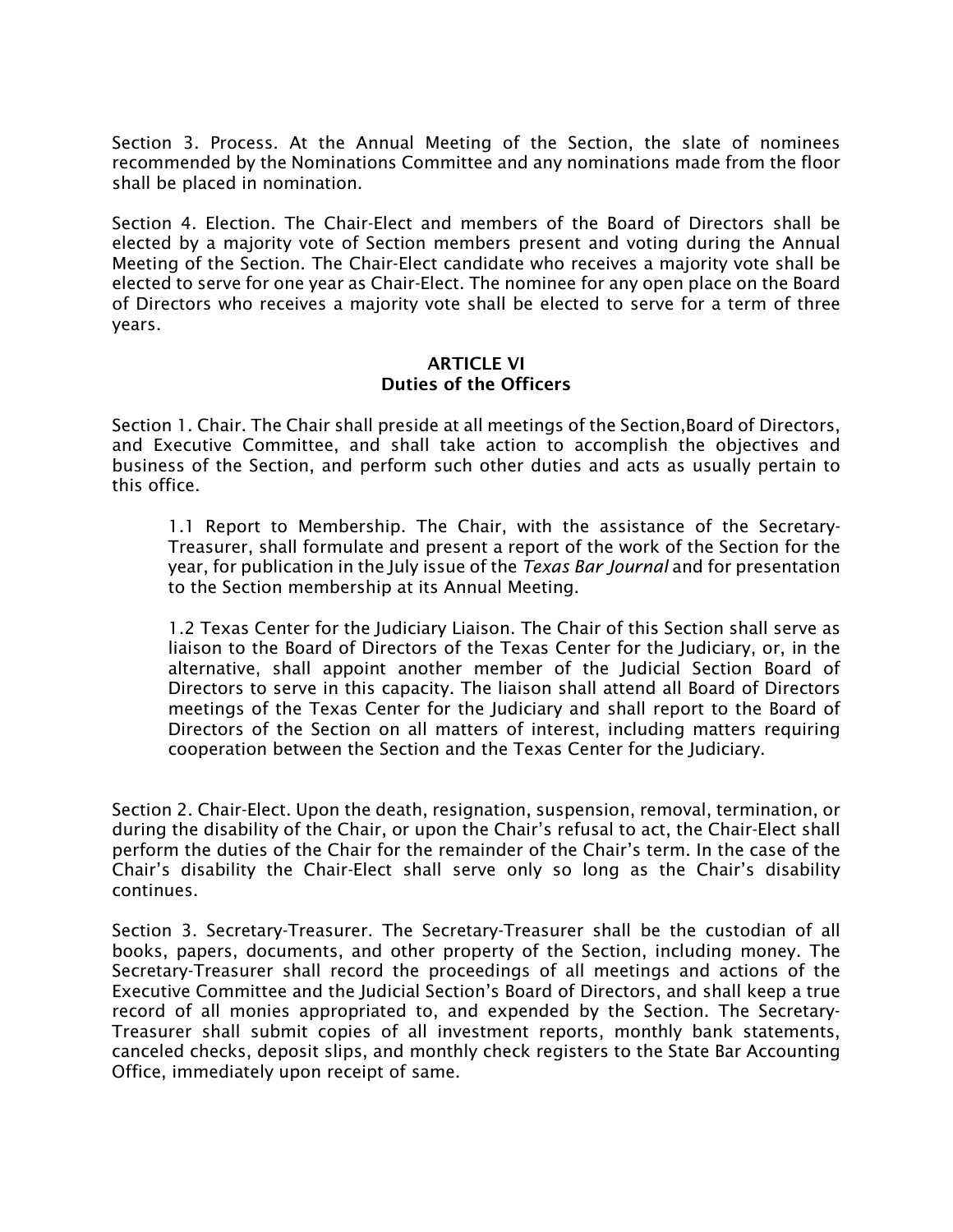Section 3. Process. At the Annual Meeting of the Section, the slate of nominees recommended by the Nominations Committee and any nominations made from the floor shall be placed in nomination.

Section 4. Election. The Chair-Elect and members of the Board of Directors shall be elected by a majority vote of Section members present and voting during the Annual Meeting of the Section. The Chair-Elect candidate who receives a majority vote shall be elected to serve for one year as Chair-Elect. The nominee for any open place on the Board of Directors who receives a majority vote shall be elected to serve for a term of three years.

## ARTICLE VI
## Duties of the Officers

Section 1. Chair. The Chair shall preside at all meetings of the Section,Board of Directors, and Executive Committee, and shall take action to accomplish the objectives and business of the Section, and perform such other duties and acts as usually pertain to this office.

> 1.1 Report to Membership. The Chair, with the assistance of the Secretary-Treasurer, shall formulate and present a report of the work of the Section for the year, for publication in the July issue of the *Texas Bar Journal* and for presentation to the Section membership at its Annual Meeting.
>
> 1.2 Texas Center for the Judiciary Liaison. The Chair of this Section shall serve as liaison to the Board of Directors of the Texas Center for the Judiciary, or, in the alternative, shall appoint another member of the Judicial Section Board of Directors to serve in this capacity. The liaison shall attend all Board of Directors meetings of the Texas Center for the Judiciary and shall report to the Board of Directors of the Section on all matters of interest, including matters requiring cooperation between the Section and the Texas Center for the Judiciary.

Section 2. Chair-Elect. Upon the death, resignation, suspension, removal, termination, or during the disability of the Chair, or upon the Chair's refusal to act, the Chair-Elect shall perform the duties of the Chair for the remainder of the Chair's term. In the case of the Chair's disability the Chair-Elect shall serve only so long as the Chair's disability continues.

Section 3. Secretary-Treasurer. The Secretary-Treasurer shall be the custodian of all books, papers, documents, and other property of the Section, including money. The Secretary-Treasurer shall record the proceedings of all meetings and actions of the Executive Committee and the Judicial Section's Board of Directors, and shall keep a true record of all monies appropriated to, and expended by the Section. The Secretary-Treasurer shall submit copies of all investment reports, monthly bank statements, canceled checks, deposit slips, and monthly check registers to the State Bar Accounting Office, immediately upon receipt of same.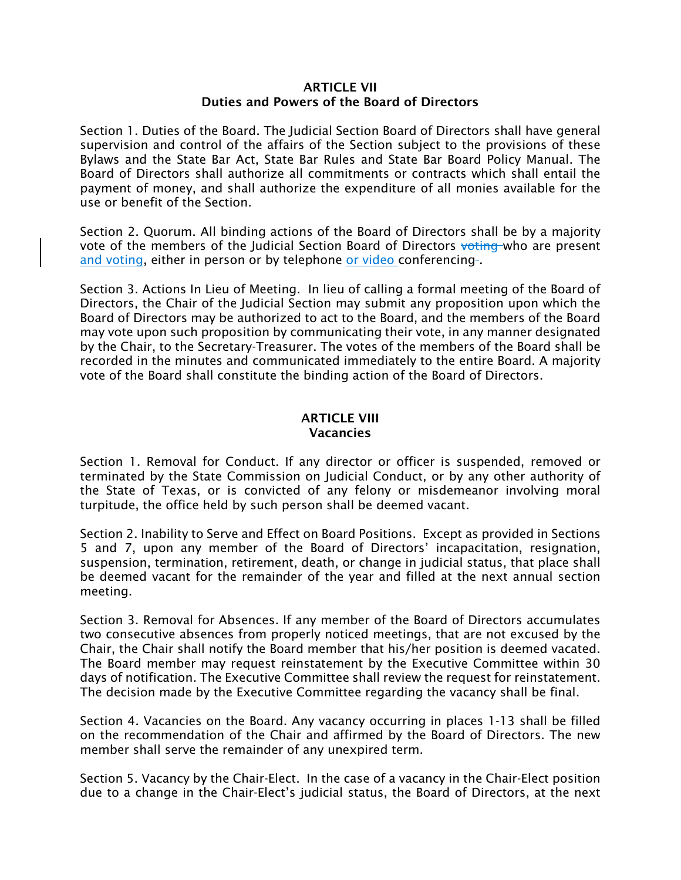## ARTICLE VII
## Duties and Powers of the Board of Directors

Section 1. Duties of the Board. The Judicial Section Board of Directors shall have general supervision and control of the affairs of the Section subject to the provisions of these Bylaws and the State Bar Act, State Bar Rules and State Bar Board Policy Manual. The Board of Directors shall authorize all commitments or contracts which shall entail the payment of money, and shall authorize the expenditure of all monies available for the use or benefit of the Section.

Section 2. Quorum. All binding actions of the Board of Directors shall be by a majority vote of the members of the Judicial Section Board of Directors ~~voting~~ who are present and voting, either in person or by telephone or video conferencing.

Section 3. Actions In Lieu of Meeting. In lieu of calling a formal meeting of the Board of Directors, the Chair of the Judicial Section may submit any proposition upon which the Board of Directors may be authorized to act to the Board, and the members of the Board may vote upon such proposition by communicating their vote, in any manner designated by the Chair, to the Secretary-Treasurer. The votes of the members of the Board shall be recorded in the minutes and communicated immediately to the entire Board. A majority vote of the Board shall constitute the binding action of the Board of Directors.

## ARTICLE VIII
## Vacancies

Section 1. Removal for Conduct. If any director or officer is suspended, removed or terminated by the State Commission on Judicial Conduct, or by any other authority of the State of Texas, or is convicted of any felony or misdemeanor involving moral turpitude, the office held by such person shall be deemed vacant.

Section 2. Inability to Serve and Effect on Board Positions. Except as provided in Sections 5 and 7, upon any member of the Board of Directors' incapacitation, resignation, suspension, termination, retirement, death, or change in judicial status, that place shall be deemed vacant for the remainder of the year and filled at the next annual section meeting.

Section 3. Removal for Absences. If any member of the Board of Directors accumulates two consecutive absences from properly noticed meetings, that are not excused by the Chair, the Chair shall notify the Board member that his/her position is deemed vacated. The Board member may request reinstatement by the Executive Committee within 30 days of notification. The Executive Committee shall review the request for reinstatement. The decision made by the Executive Committee regarding the vacancy shall be final.

Section 4. Vacancies on the Board. Any vacancy occurring in places 1-13 shall be filled on the recommendation of the Chair and affirmed by the Board of Directors. The new member shall serve the remainder of any unexpired term.

Section 5. Vacancy by the Chair-Elect. In the case of a vacancy in the Chair-Elect position due to a change in the Chair-Elect's judicial status, the Board of Directors, at the next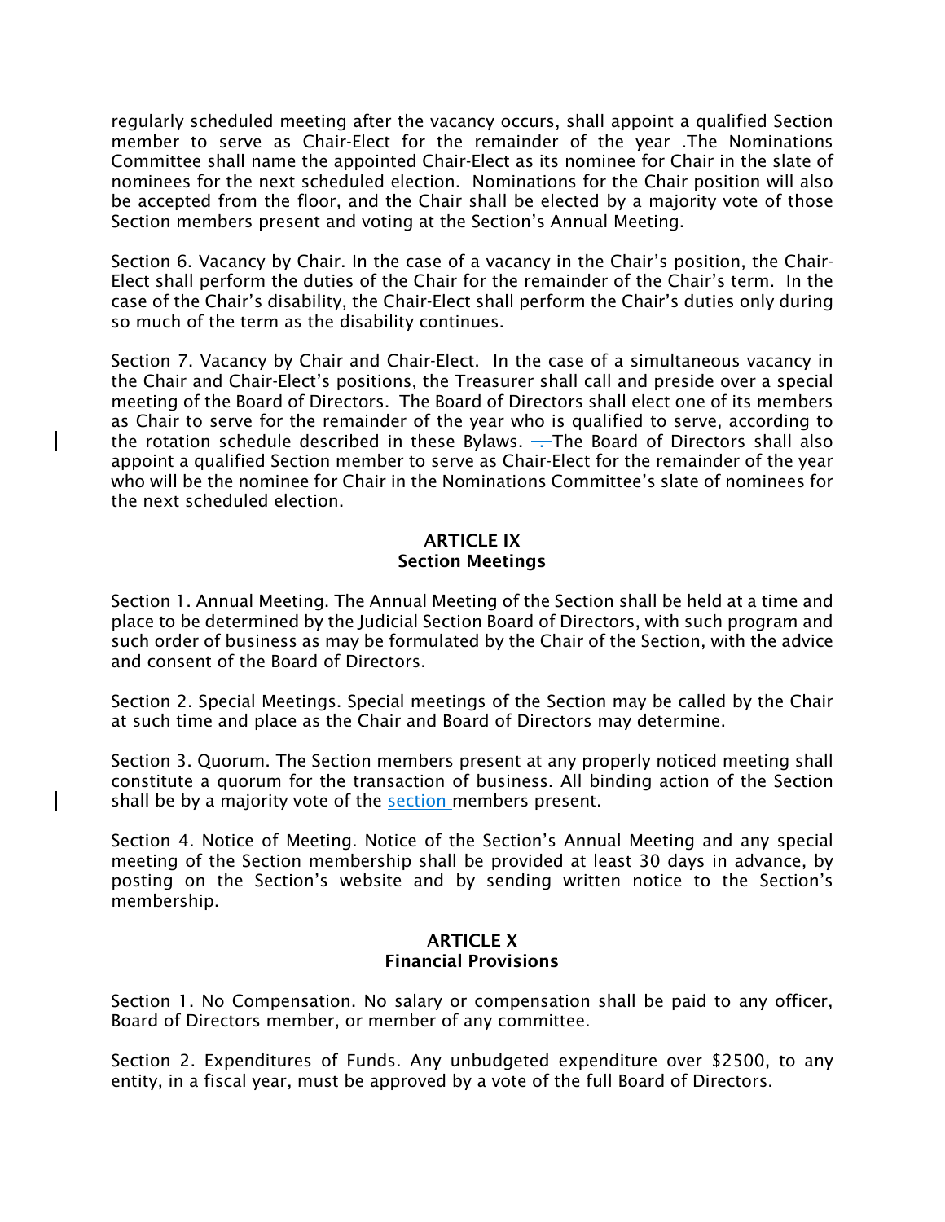regularly scheduled meeting after the vacancy occurs, shall appoint a qualified Section member to serve as Chair-Elect for the remainder of the year .The Nominations Committee shall name the appointed Chair-Elect as its nominee for Chair in the slate of nominees for the next scheduled election. Nominations for the Chair position will also be accepted from the floor, and the Chair shall be elected by a majority vote of those Section members present and voting at the Section's Annual Meeting.

Section 6. Vacancy by Chair. In the case of a vacancy in the Chair's position, the Chair-Elect shall perform the duties of the Chair for the remainder of the Chair's term. In the case of the Chair's disability, the Chair-Elect shall perform the Chair's duties only during so much of the term as the disability continues.

Section 7. Vacancy by Chair and Chair-Elect. In the case of a simultaneous vacancy in the Chair and Chair-Elect's positions, the Treasurer shall call and preside over a special meeting of the Board of Directors. The Board of Directors shall elect one of its members as Chair to serve for the remainder of the year who is qualified to serve, according to the rotation schedule described in these Bylaws. The Board of Directors shall also appoint a qualified Section member to serve as Chair-Elect for the remainder of the year who will be the nominee for Chair in the Nominations Committee's slate of nominees for the next scheduled election.

## ARTICLE IX
## Section Meetings

Section 1. Annual Meeting. The Annual Meeting of the Section shall be held at a time and place to be determined by the Judicial Section Board of Directors, with such program and such order of business as may be formulated by the Chair of the Section, with the advice and consent of the Board of Directors.

Section 2. Special Meetings. Special meetings of the Section may be called by the Chair at such time and place as the Chair and Board of Directors may determine.

Section 3. Quorum. The Section members present at any properly noticed meeting shall constitute a quorum for the transaction of business. All binding action of the Section shall be by a majority vote of the section members present.

Section 4. Notice of Meeting. Notice of the Section's Annual Meeting and any special meeting of the Section membership shall be provided at least 30 days in advance, by posting on the Section's website and by sending written notice to the Section's membership.

## ARTICLE X
## Financial Provisions

Section 1. No Compensation. No salary or compensation shall be paid to any officer, Board of Directors member, or member of any committee.

Section 2. Expenditures of Funds. Any unbudgeted expenditure over $2500, to any entity, in a fiscal year, must be approved by a vote of the full Board of Directors.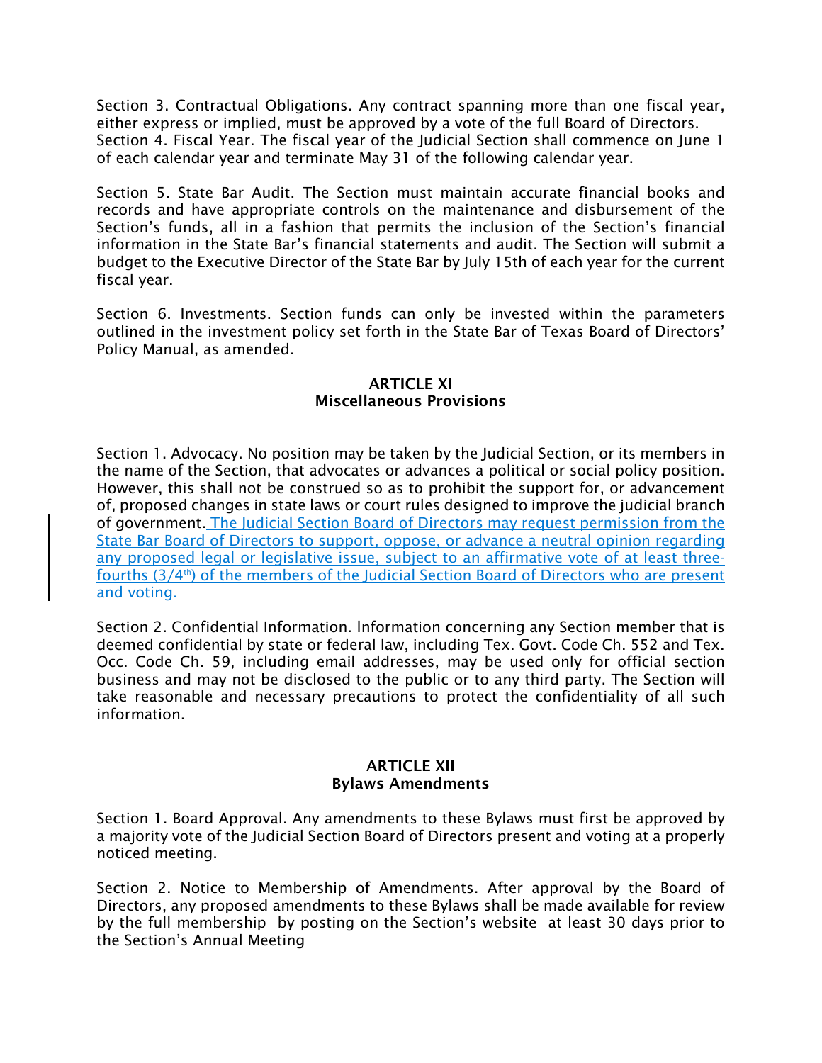Section 3. Contractual Obligations. Any contract spanning more than one fiscal year, either express or implied, must be approved by a vote of the full Board of Directors.
Section 4. Fiscal Year. The fiscal year of the Judicial Section shall commence on June 1 of each calendar year and terminate May 31 of the following calendar year.

Section 5. State Bar Audit. The Section must maintain accurate financial books and records and have appropriate controls on the maintenance and disbursement of the Section's funds, all in a fashion that permits the inclusion of the Section's financial information in the State Bar's financial statements and audit. The Section will submit a budget to the Executive Director of the State Bar by July 15th of each year for the current fiscal year.

Section 6. Investments. Section funds can only be invested within the parameters outlined in the investment policy set forth in the State Bar of Texas Board of Directors' Policy Manual, as amended.

## ARTICLE XI
## Miscellaneous Provisions

Section 1. Advocacy. No position may be taken by the Judicial Section, or its members in the name of the Section, that advocates or advances a political or social policy position. However, this shall not be construed so as to prohibit the support for, or advancement of, proposed changes in state laws or court rules designed to improve the judicial branch of government. <u>The Judicial Section Board of Directors may request permission from the State Bar Board of Directors to support, oppose, or advance a neutral opinion regarding any proposed legal or legislative issue, subject to an affirmative vote of at least three-fourths (3/4th) of the members of the Judicial Section Board of Directors who are present and voting.</u>

Section 2. Confidential Information. Information concerning any Section member that is deemed confidential by state or federal law, including Tex. Govt. Code Ch. 552 and Tex. Occ. Code Ch. 59, including email addresses, may be used only for official section business and may not be disclosed to the public or to any third party. The Section will take reasonable and necessary precautions to protect the confidentiality of all such information.

## ARTICLE XII
## Bylaws Amendments

Section 1. Board Approval. Any amendments to these Bylaws must first be approved by a majority vote of the Judicial Section Board of Directors present and voting at a properly noticed meeting.

Section 2. Notice to Membership of Amendments. After approval by the Board of Directors, any proposed amendments to these Bylaws shall be made available for review by the full membership by posting on the Section's website at least 30 days prior to the Section's Annual Meeting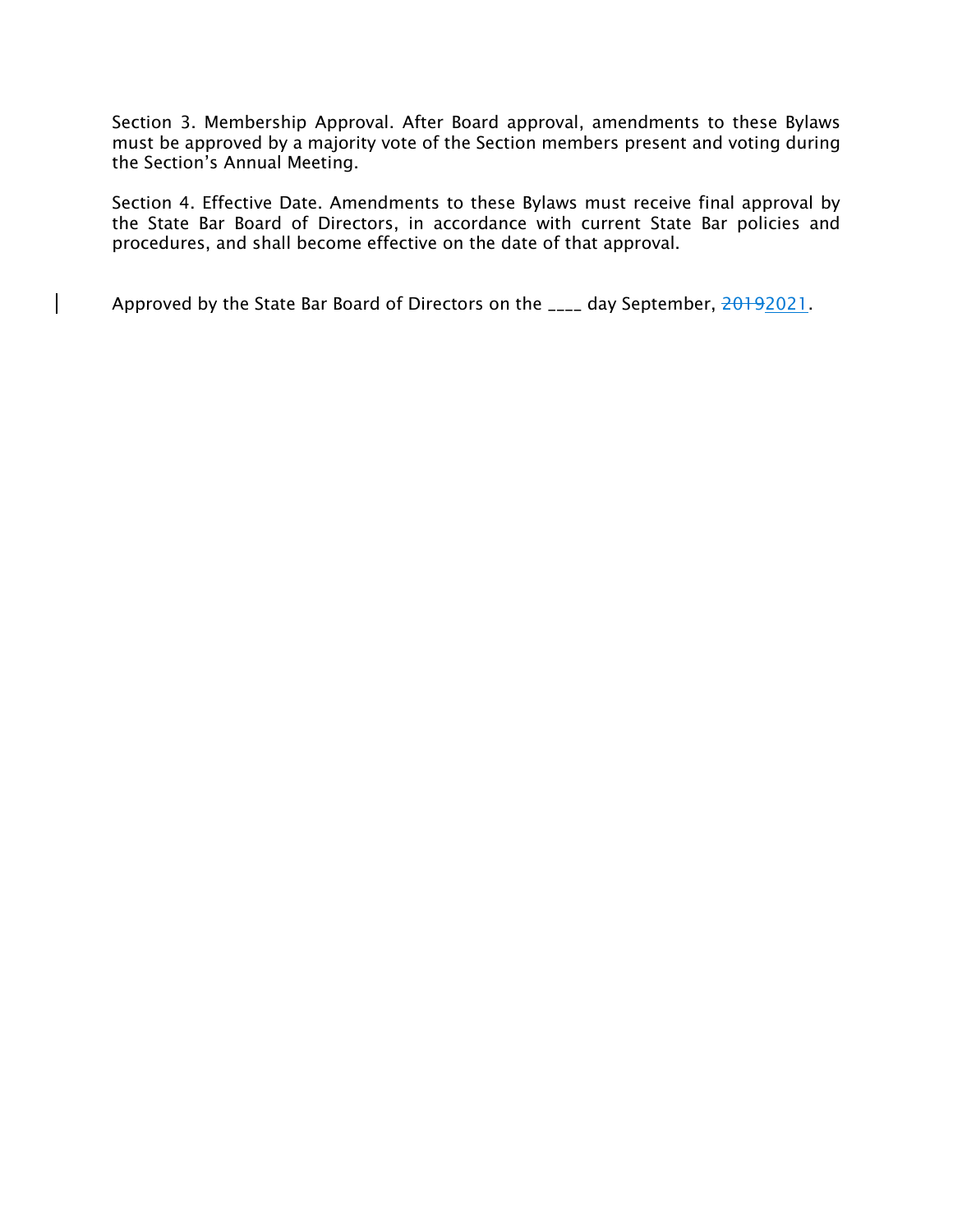Section 3. Membership Approval. After Board approval, amendments to these Bylaws must be approved by a majority vote of the Section members present and voting during the Section's Annual Meeting.

Section 4. Effective Date. Amendments to these Bylaws must receive final approval by the State Bar Board of Directors, in accordance with current State Bar policies and procedures, and shall become effective on the date of that approval.

Approved by the State Bar Board of Directors on the ____ day September, ~~2019~~2021.